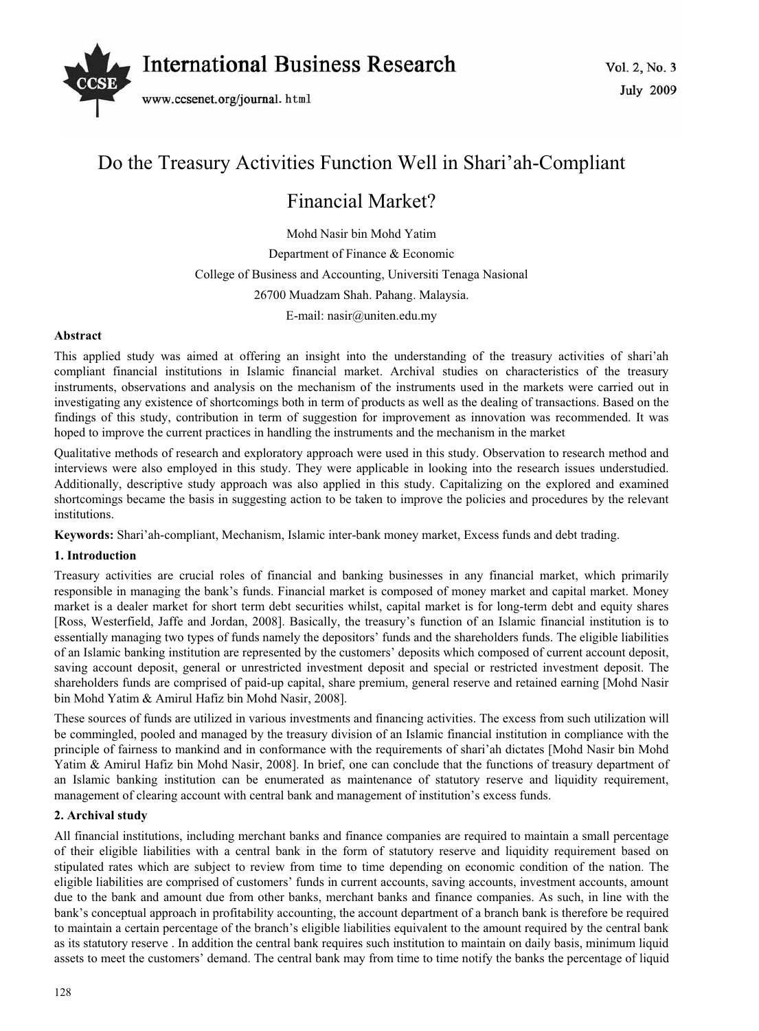# Do the Treasury Activities Function Well in Shari'ah-Compliant Financial Market?

Mohd Nasir bin Mohd Yatim

Department of Finance & Economic

College of Business and Accounting, Universiti Tenaga Nasional

26700 Muadzam Shah. Pahang. Malaysia.

E-mail: nasir@uniten.edu.my

**Abstract**

This applied study was aimed at offering an insight into the understanding of the treasury activities of shari'ah compliant financial institutions in Islamic financial market. Archival studies on characteristics of the treasury instruments, observations and analysis on the mechanism of the instruments used in the markets were carried out in investigating any existence of shortcomings both in term of products as well as the dealing of transactions. Based on the findings of this study, contribution in term of suggestion for improvement as innovation was recommended. It was hoped to improve the current practices in handling the instruments and the mechanism in the market

Qualitative methods of research and exploratory approach were used in this study. Observation to research method and interviews were also employed in this study. They were applicable in looking into the research issues understudied. Additionally, descriptive study approach was also applied in this study. Capitalizing on the explored and examined shortcomings became the basis in suggesting action to be taken to improve the policies and procedures by the relevant institutions.

**Keywords:** Shari'ah-compliant, Mechanism, Islamic inter-bank money market, Excess funds and debt trading.

## 1. Introduction

Treasury activities are crucial roles of financial and banking businesses in any financial market, which primarily responsible in managing the bank's funds. Financial market is composed of money market and capital market. Money market is a dealer market for short term debt securities whilst, capital market is for long-term debt and equity shares [Ross, Westerfield, Jaffe and Jordan, 2008]. Basically, the treasury's function of an Islamic financial institution is to essentially managing two types of funds namely the depositors' funds and the shareholders funds. The eligible liabilities of an Islamic banking institution are represented by the customers' deposits which composed of current account deposit, saving account deposit, general or unrestricted investment deposit and special or restricted investment deposit. The shareholders funds are comprised of paid-up capital, share premium, general reserve and retained earning [Mohd Nasir bin Mohd Yatim & Amirul Hafiz bin Mohd Nasir, 2008].

These sources of funds are utilized in various investments and financing activities. The excess from such utilization will be commingled, pooled and managed by the treasury division of an Islamic financial institution in compliance with the principle of fairness to mankind and in conformance with the requirements of shari'ah dictates [Mohd Nasir bin Mohd Yatim & Amirul Hafiz bin Mohd Nasir, 2008]. In brief, one can conclude that the functions of treasury department of an Islamic banking institution can be enumerated as maintenance of statutory reserve and liquidity requirement, management of clearing account with central bank and management of institution's excess funds.

## 2. Archival study

All financial institutions, including merchant banks and finance companies are required to maintain a small percentage of their eligible liabilities with a central bank in the form of statutory reserve and liquidity requirement based on stipulated rates which are subject to review from time to time depending on economic condition of the nation. The eligible liabilities are comprised of customers' funds in current accounts, saving accounts, investment accounts, amount due to the bank and amount due from other banks, merchant banks and finance companies. As such, in line with the bank's conceptual approach in profitability accounting, the account department of a branch bank is therefore be required to maintain a certain percentage of the branch's eligible liabilities equivalent to the amount required by the central bank as its statutory reserve . In addition the central bank requires such institution to maintain on daily basis, minimum liquid assets to meet the customers' demand. The central bank may from time to time notify the banks the percentage of liquid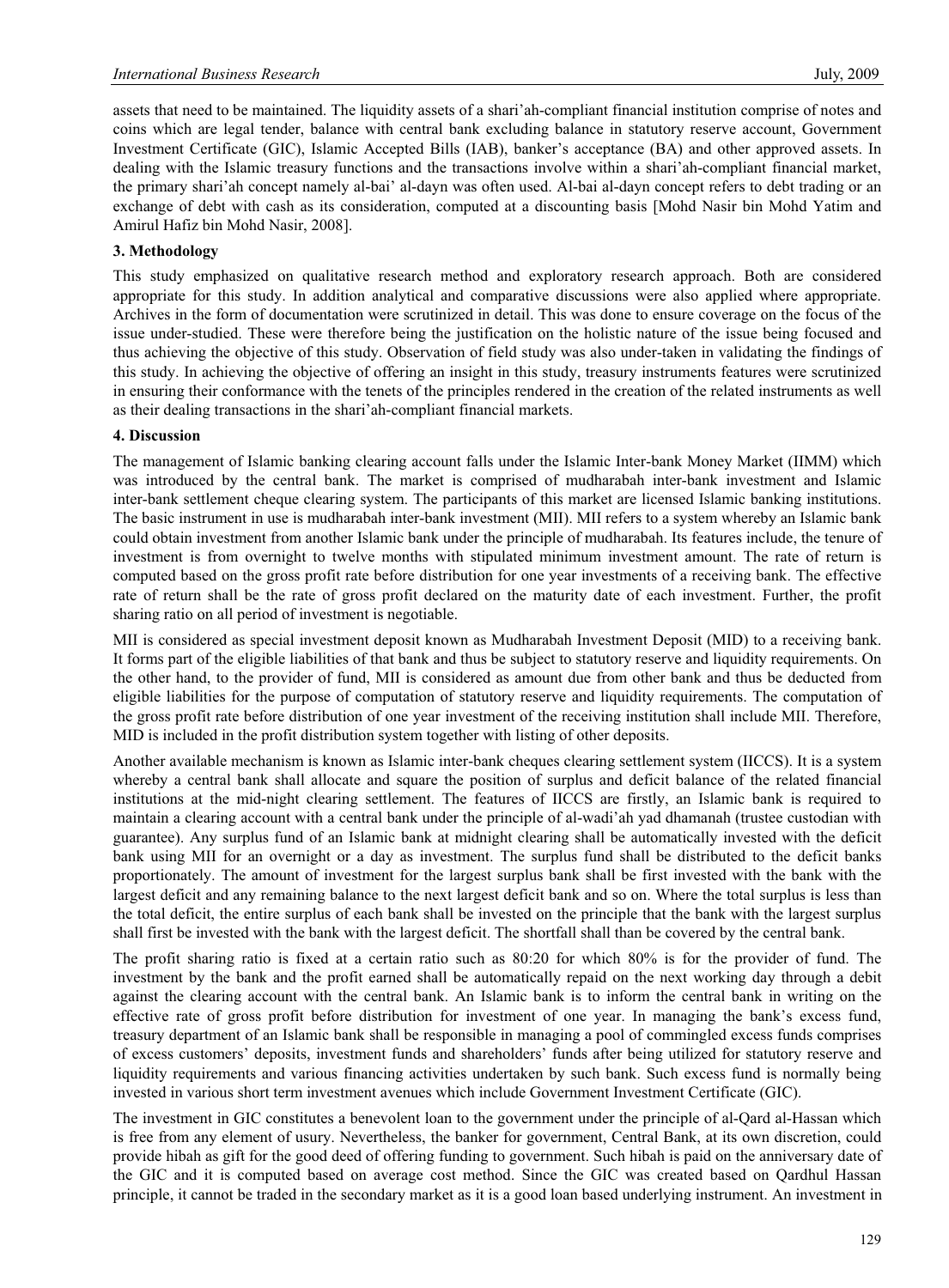assets that need to be maintained. The liquidity assets of a shari'ah-compliant financial institution comprise of notes and coins which are legal tender, balance with central bank excluding balance in statutory reserve account, Government Investment Certificate (GIC), Islamic Accepted Bills (IAB), banker's acceptance (BA) and other approved assets. In dealing with the Islamic treasury functions and the transactions involve within a shari'ah-compliant financial market, the primary shari'ah concept namely al-bai' al-dayn was often used. Al-bai al-dayn concept refers to debt trading or an exchange of debt with cash as its consideration, computed at a discounting basis [Mohd Nasir bin Mohd Yatim and Amirul Hafiz bin Mohd Nasir, 2008].

## 3. Methodology

This study emphasized on qualitative research method and exploratory research approach. Both are considered appropriate for this study. In addition analytical and comparative discussions were also applied where appropriate. Archives in the form of documentation were scrutinized in detail. This was done to ensure coverage on the focus of the issue under-studied. These were therefore being the justification on the holistic nature of the issue being focused and thus achieving the objective of this study. Observation of field study was also under-taken in validating the findings of this study. In achieving the objective of offering an insight in this study, treasury instruments features were scrutinized in ensuring their conformance with the tenets of the principles rendered in the creation of the related instruments as well as their dealing transactions in the shari'ah-compliant financial markets.

## 4. Discussion

The management of Islamic banking clearing account falls under the Islamic Inter-bank Money Market (IIMM) which was introduced by the central bank. The market is comprised of mudharabah inter-bank investment and Islamic inter-bank settlement cheque clearing system. The participants of this market are licensed Islamic banking institutions. The basic instrument in use is mudharabah inter-bank investment (MII). MII refers to a system whereby an Islamic bank could obtain investment from another Islamic bank under the principle of mudharabah. Its features include, the tenure of investment is from overnight to twelve months with stipulated minimum investment amount. The rate of return is computed based on the gross profit rate before distribution for one year investments of a receiving bank. The effective rate of return shall be the rate of gross profit declared on the maturity date of each investment. Further, the profit sharing ratio on all period of investment is negotiable.

MII is considered as special investment deposit known as Mudharabah Investment Deposit (MID) to a receiving bank. It forms part of the eligible liabilities of that bank and thus be subject to statutory reserve and liquidity requirements. On the other hand, to the provider of fund, MII is considered as amount due from other bank and thus be deducted from eligible liabilities for the purpose of computation of statutory reserve and liquidity requirements. The computation of the gross profit rate before distribution of one year investment of the receiving institution shall include MII. Therefore, MID is included in the profit distribution system together with listing of other deposits.

Another available mechanism is known as Islamic inter-bank cheques clearing settlement system (IICCS). It is a system whereby a central bank shall allocate and square the position of surplus and deficit balance of the related financial institutions at the mid-night clearing settlement. The features of IICCS are firstly, an Islamic bank is required to maintain a clearing account with a central bank under the principle of al-wadi'ah yad dhamanah (trustee custodian with guarantee). Any surplus fund of an Islamic bank at midnight clearing shall be automatically invested with the deficit bank using MII for an overnight or a day as investment. The surplus fund shall be distributed to the deficit banks proportionately. The amount of investment for the largest surplus bank shall be first invested with the bank with the largest deficit and any remaining balance to the next largest deficit bank and so on. Where the total surplus is less than the total deficit, the entire surplus of each bank shall be invested on the principle that the bank with the largest surplus shall first be invested with the bank with the largest deficit. The shortfall shall than be covered by the central bank.

The profit sharing ratio is fixed at a certain ratio such as 80:20 for which 80% is for the provider of fund. The investment by the bank and the profit earned shall be automatically repaid on the next working day through a debit against the clearing account with the central bank. An Islamic bank is to inform the central bank in writing on the effective rate of gross profit before distribution for investment of one year. In managing the bank's excess fund, treasury department of an Islamic bank shall be responsible in managing a pool of commingled excess funds comprises of excess customers' deposits, investment funds and shareholders' funds after being utilized for statutory reserve and liquidity requirements and various financing activities undertaken by such bank. Such excess fund is normally being invested in various short term investment avenues which include Government Investment Certificate (GIC).

The investment in GIC constitutes a benevolent loan to the government under the principle of al-Qard al-Hassan which is free from any element of usury. Nevertheless, the banker for government, Central Bank, at its own discretion, could provide hibah as gift for the good deed of offering funding to government. Such hibah is paid on the anniversary date of the GIC and it is computed based on average cost method. Since the GIC was created based on Qardhul Hassan principle, it cannot be traded in the secondary market as it is a good loan based underlying instrument. An investment in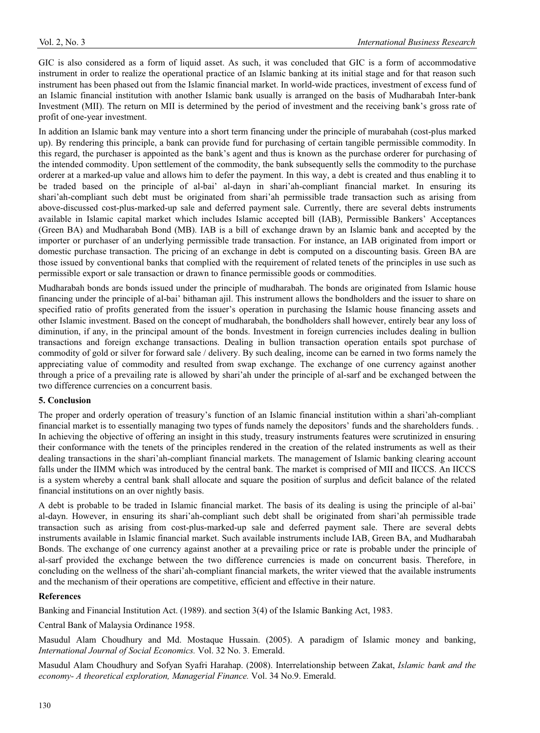GIC is also considered as a form of liquid asset. As such, it was concluded that GIC is a form of accommodative instrument in order to realize the operational practice of an Islamic banking at its initial stage and for that reason such instrument has been phased out from the Islamic financial market. In world-wide practices, investment of excess fund of an Islamic financial institution with another Islamic bank usually is arranged on the basis of Mudharabah Inter-bank Investment (MII). The return on MII is determined by the period of investment and the receiving bank's gross rate of profit of one-year investment.

In addition an Islamic bank may venture into a short term financing under the principle of murabahah (cost-plus marked up). By rendering this principle, a bank can provide fund for purchasing of certain tangible permissible commodity. In this regard, the purchaser is appointed as the bank's agent and thus is known as the purchase orderer for purchasing of the intended commodity. Upon settlement of the commodity, the bank subsequently sells the commodity to the purchase orderer at a marked-up value and allows him to defer the payment. In this way, a debt is created and thus enabling it to be traded based on the principle of al-bai' al-dayn in shari'ah-compliant financial market. In ensuring its shari'ah-compliant such debt must be originated from shari'ah permissible trade transaction such as arising from above-discussed cost-plus-marked-up sale and deferred payment sale. Currently, there are several debts instruments available in Islamic capital market which includes Islamic accepted bill (IAB), Permissible Bankers' Acceptances (Green BA) and Mudharabah Bond (MB). IAB is a bill of exchange drawn by an Islamic bank and accepted by the importer or purchaser of an underlying permissible trade transaction. For instance, an IAB originated from import or domestic purchase transaction. The pricing of an exchange in debt is computed on a discounting basis. Green BA are those issued by conventional banks that complied with the requirement of related tenets of the principles in use such as permissible export or sale transaction or drawn to finance permissible goods or commodities.

Mudharabah bonds are bonds issued under the principle of mudharabah. The bonds are originated from Islamic house financing under the principle of al-bai' bithaman ajil. This instrument allows the bondholders and the issuer to share on specified ratio of profits generated from the issuer's operation in purchasing the Islamic house financing assets and other Islamic investment. Based on the concept of mudharabah, the bondholders shall however, entirely bear any loss of diminution, if any, in the principal amount of the bonds. Investment in foreign currencies includes dealing in bullion transactions and foreign exchange transactions. Dealing in bullion transaction operation entails spot purchase of commodity of gold or silver for forward sale / delivery. By such dealing, income can be earned in two forms namely the appreciating value of commodity and resulted from swap exchange. The exchange of one currency against another through a price of a prevailing rate is allowed by shari'ah under the principle of al-sarf and be exchanged between the two difference currencies on a concurrent basis.

## 5. Conclusion

The proper and orderly operation of treasury's function of an Islamic financial institution within a shari'ah-compliant financial market is to essentially managing two types of funds namely the depositors' funds and the shareholders funds. . In achieving the objective of offering an insight in this study, treasury instruments features were scrutinized in ensuring their conformance with the tenets of the principles rendered in the creation of the related instruments as well as their dealing transactions in the shari'ah-compliant financial markets. The management of Islamic banking clearing account falls under the IIMM which was introduced by the central bank. The market is comprised of MII and IICCS. An IICCS is a system whereby a central bank shall allocate and square the position of surplus and deficit balance of the related financial institutions on an over nightly basis.

A debt is probable to be traded in Islamic financial market. The basis of its dealing is using the principle of al-bai' al-dayn. However, in ensuring its shari'ah-compliant such debt shall be originated from shari'ah permissible trade transaction such as arising from cost-plus-marked-up sale and deferred payment sale. There are several debts instruments available in Islamic financial market. Such available instruments include IAB, Green BA, and Mudharabah Bonds. The exchange of one currency against another at a prevailing price or rate is probable under the principle of al-sarf provided the exchange between the two difference currencies is made on concurrent basis. Therefore, in concluding on the wellness of the shari'ah-compliant financial markets, the writer viewed that the available instruments and the mechanism of their operations are competitive, efficient and effective in their nature.

## References

Banking and Financial Institution Act. (1989). and section 3(4) of the Islamic Banking Act, 1983.

Central Bank of Malaysia Ordinance 1958.

Masudul Alam Choudhury and Md. Mostaque Hussain. (2005). A paradigm of Islamic money and banking, *International Journal of Social Economics.* Vol. 32 No. 3. Emerald.

Masudul Alam Choudhury and Sofyan Syafri Harahap. (2008). Interrelationship between Zakat, *Islamic bank and the economy- A theoretical exploration, Managerial Finance.* Vol. 34 No.9. Emerald.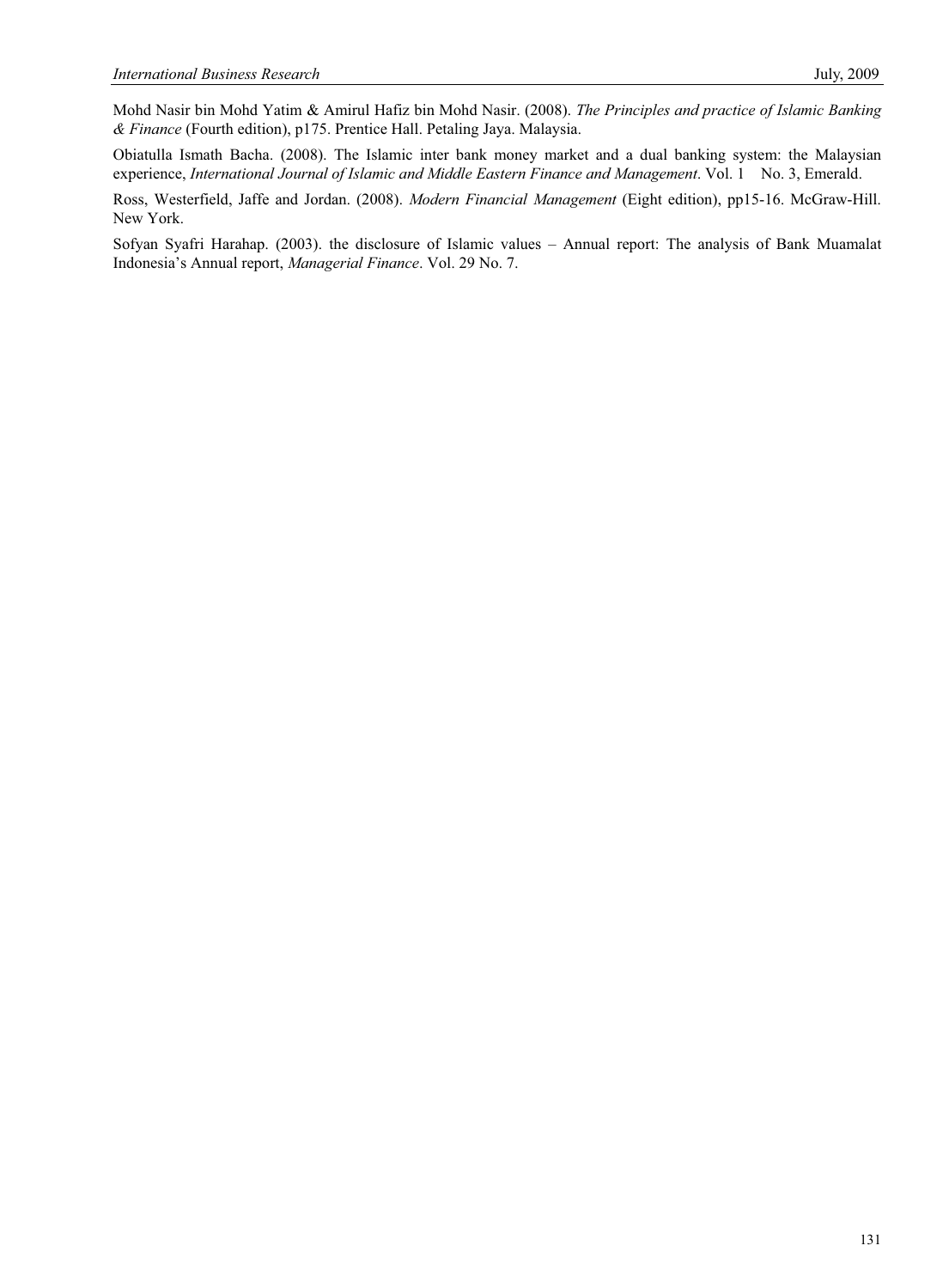Mohd Nasir bin Mohd Yatim & Amirul Hafiz bin Mohd Nasir. (2008). *The Principles and practice of Islamic Banking & Finance* (Fourth edition), p175. Prentice Hall. Petaling Jaya. Malaysia.

Obiatulla Ismath Bacha. (2008). The Islamic inter bank money market and a dual banking system: the Malaysian experience, *International Journal of Islamic and Middle Eastern Finance and Management*. Vol. 1 No. 3, Emerald.

Ross, Westerfield, Jaffe and Jordan. (2008). *Modern Financial Management* (Eight edition), pp15-16. McGraw-Hill. New York.

Sofyan Syafri Harahap. (2003). the disclosure of Islamic values – Annual report: The analysis of Bank Muamalat Indonesia's Annual report, *Managerial Finance*. Vol. 29 No. 7.